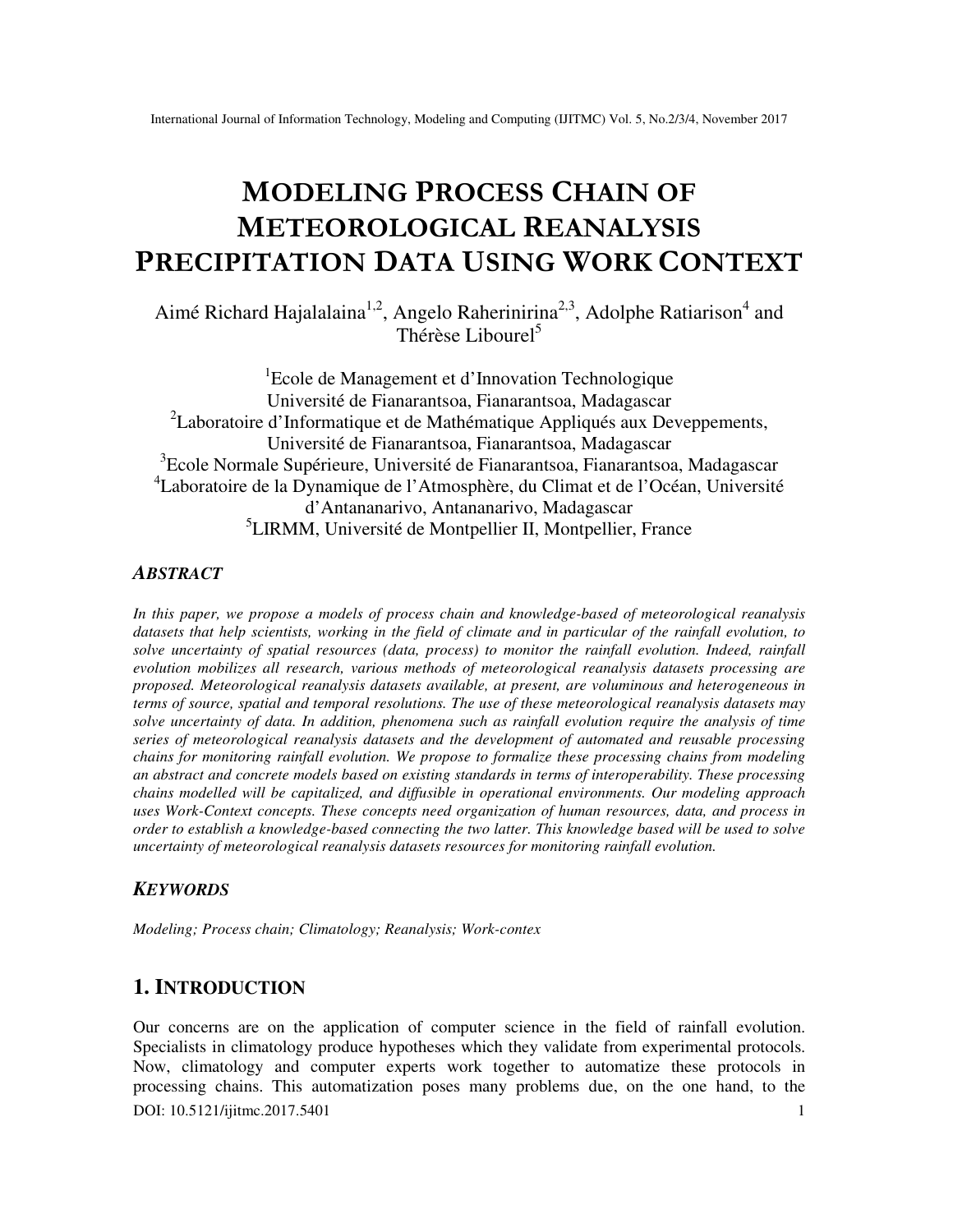# MODELING PROCESS CHAIN OF METEOROLOGICAL REANALYSIS PRECIPITATION DATA USING WORK CONTEXT

Aimé Richard Hajalalaina[1,2], Angelo Raherinirina[2,3], Adolphe Ratiarison[4] and Thérèse Libourel[5]

[1]Ecole de Management et d'Innovation Technologique
Université de Fianarantsoa, Fianarantsoa, Madagascar
[2]Laboratoire d'Informatique et de Mathématique Appliqués aux Deveppements,
Université de Fianarantsoa, Fianarantsoa, Madagascar
[3]Ecole Normale Supérieure, Université de Fianarantsoa, Fianarantsoa, Madagascar
[4]Laboratoire de la Dynamique de l'Atmosphère, du Climat et de l'Océan, Université d'Antananarivo, Antananarivo, Madagascar
[5]LIRMM, Université de Montpellier II, Montpellier, France

### ABSTRACT

*In this paper, we propose a models of process chain and knowledge-based of meteorological reanalysis datasets that help scientists, working in the field of climate and in particular of the rainfall evolution, to solve uncertainty of spatial resources (data, process) to monitor the rainfall evolution. Indeed, rainfall evolution mobilizes all research, various methods of meteorological reanalysis datasets processing are proposed. Meteorological reanalysis datasets available, at present, are voluminous and heterogeneous in terms of source, spatial and temporal resolutions. The use of these meteorological reanalysis datasets may solve uncertainty of data. In addition, phenomena such as rainfall evolution require the analysis of time series of meteorological reanalysis datasets and the development of automated and reusable processing chains for monitoring rainfall evolution. We propose to formalize these processing chains from modeling an abstract and concrete models based on existing standards in terms of interoperability. These processing chains modelled will be capitalized, and diffusible in operational environments. Our modeling approach uses Work-Context concepts. These concepts need organization of human resources, data, and process in order to establish a knowledge-based connecting the two latter. This knowledge based will be used to solve uncertainty of meteorological reanalysis datasets resources for monitoring rainfall evolution.*

### KEYWORDS

*Modeling; Process chain; Climatology; Reanalysis; Work-contex*

## 1. INTRODUCTION

Our concerns are on the application of computer science in the field of rainfall evolution. Specialists in climatology produce hypotheses which they validate from experimental protocols. Now, climatology and computer experts work together to automatize these protocols in processing chains. This automatization poses many problems due, on the one hand, to the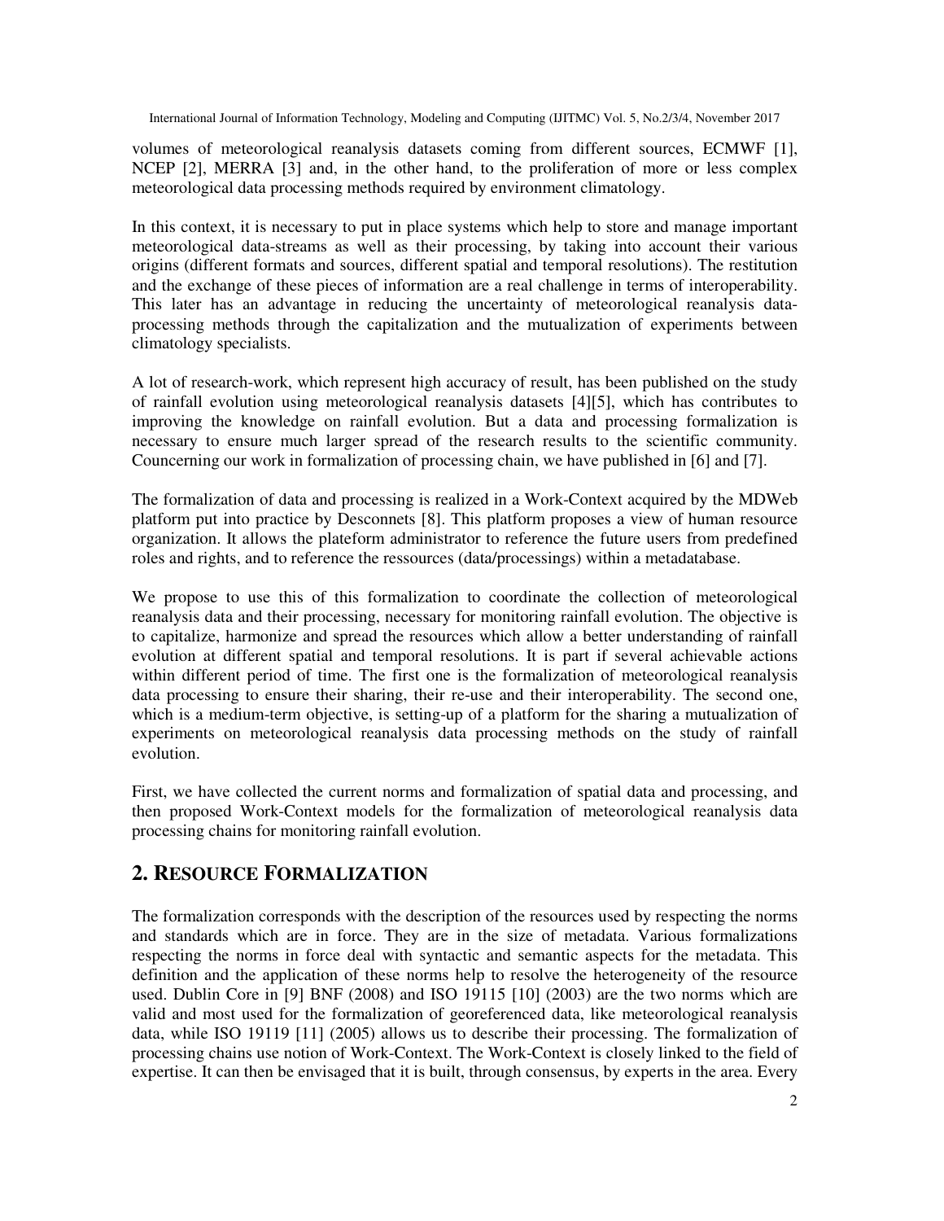volumes of meteorological reanalysis datasets coming from different sources, ECMWF [1], NCEP [2], MERRA [3] and, in the other hand, to the proliferation of more or less complex meteorological data processing methods required by environment climatology.

In this context, it is necessary to put in place systems which help to store and manage important meteorological data-streams as well as their processing, by taking into account their various origins (different formats and sources, different spatial and temporal resolutions). The restitution and the exchange of these pieces of information are a real challenge in terms of interoperability. This later has an advantage in reducing the uncertainty of meteorological reanalysis data-processing methods through the capitalization and the mutualization of experiments between climatology specialists.

A lot of research-work, which represent high accuracy of result, has been published on the study of rainfall evolution using meteorological reanalysis datasets [4][5], which has contributes to improving the knowledge on rainfall evolution. But a data and processing formalization is necessary to ensure much larger spread of the research results to the scientific community. Cou
ncerning our work in formalization of processing chain, we have published in [6] and [7].

The formalization of data and processing is realized in a Work-Context acquired by the MDWeb platform put into practice by Desconnets [8]. This platform proposes a view of human resource organization. It allows the plateform administrator to reference the future users from predefined roles and rights, and to reference the ressources (data/processings) within a metadatabase.

We propose to use this of this formalization to coordinate the collection of meteorological reanalysis data and their processing, necessary for monitoring rainfall evolution. The objective is to capitalize, harmonize and spread the resources which allow a better understanding of rainfall evolution at different spatial and temporal resolutions. It is part if several achievable actions within different period of time. The first one is the formalization of meteorological reanalysis data processing to ensure their sharing, their re-use and their interoperability. The second one, which is a medium-term objective, is setting-up of a platform for the sharing a mutualization of experiments on meteorological reanalysis data processing methods on the study of rainfall evolution.

First, we have collected the current norms and formalization of spatial data and processing, and then proposed Work-Context models for the formalization of meteorological reanalysis data processing chains for monitoring rainfall evolution.

## 2. RESOURCE FORMALIZATION

The formalization corresponds with the description of the resources used by respecting the norms and standards which are in force. They are in the size of metadata. Various formalizations respecting the norms in force deal with syntactic and semantic aspects for the metadata. This definition and the application of these norms help to resolve the heterogeneity of the resource used. Dublin Core in [9] BNF (2008) and ISO 19115 [10] (2003) are the two norms which are valid and most used for the formalization of georeferenced data, like meteorological reanalysis data, while ISO 19119 [11] (2005) allows us to describe their processing. The formalization of processing chains use notion of Work-Context. The Work-Context is closely linked to the field of expertise. It can then be envisaged that it is built, through consensus, by experts in the area. Every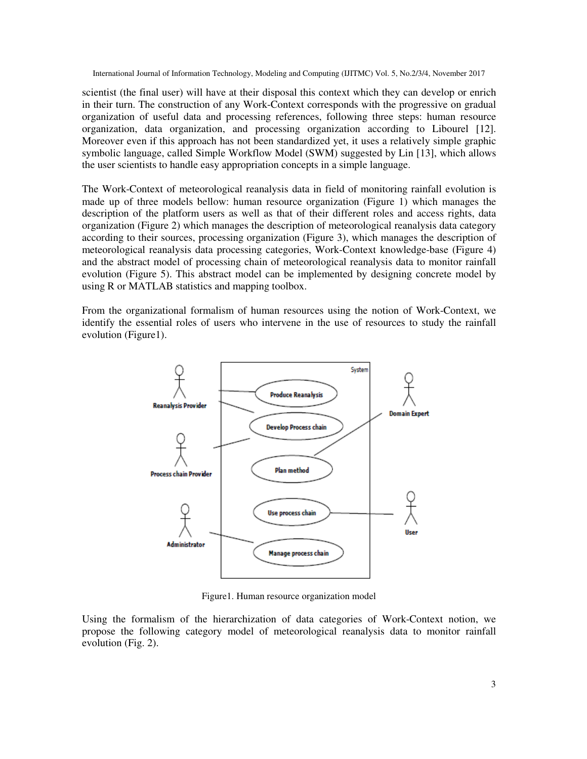scientist (the final user) will have at their disposal this context which they can develop or enrich in their turn. The construction of any Work-Context corresponds with the progressive on gradual organization of useful data and processing references, following three steps: human resource organization, data organization, and processing organization according to Libourel [12]. Moreover even if this approach has not been standardized yet, it uses a relatively simple graphic symbolic language, called Simple Workflow Model (SWM) suggested by Lin [13], which allows the user scientists to handle easy appropriation concepts in a simple language.

The Work-Context of meteorological reanalysis data in field of monitoring rainfall evolution is made up of three models bellow: human resource organization (Figure 1) which manages the description of the platform users as well as that of their different roles and access rights, data organization (Figure 2) which manages the description of meteorological reanalysis data category according to their sources, processing organization (Figure 3), which manages the description of meteorological reanalysis data processing categories, Work-Context knowledge-base (Figure 4) and the abstract model of processing chain of meteorological reanalysis data to monitor rainfall evolution (Figure 5). This abstract model can be implemented by designing concrete model by using R or MATLAB statistics and mapping toolbox.

From the organizational formalism of human resources using the notion of Work-Context, we identify the essential roles of users who intervene in the use of resources to study the rainfall evolution (Figure1).

Figure1. Human resource organization model

Using the formalism of the hierarchization of data categories of Work-Context notion, we propose the following category model of meteorological reanalysis data to monitor rainfall evolution (Fig. 2).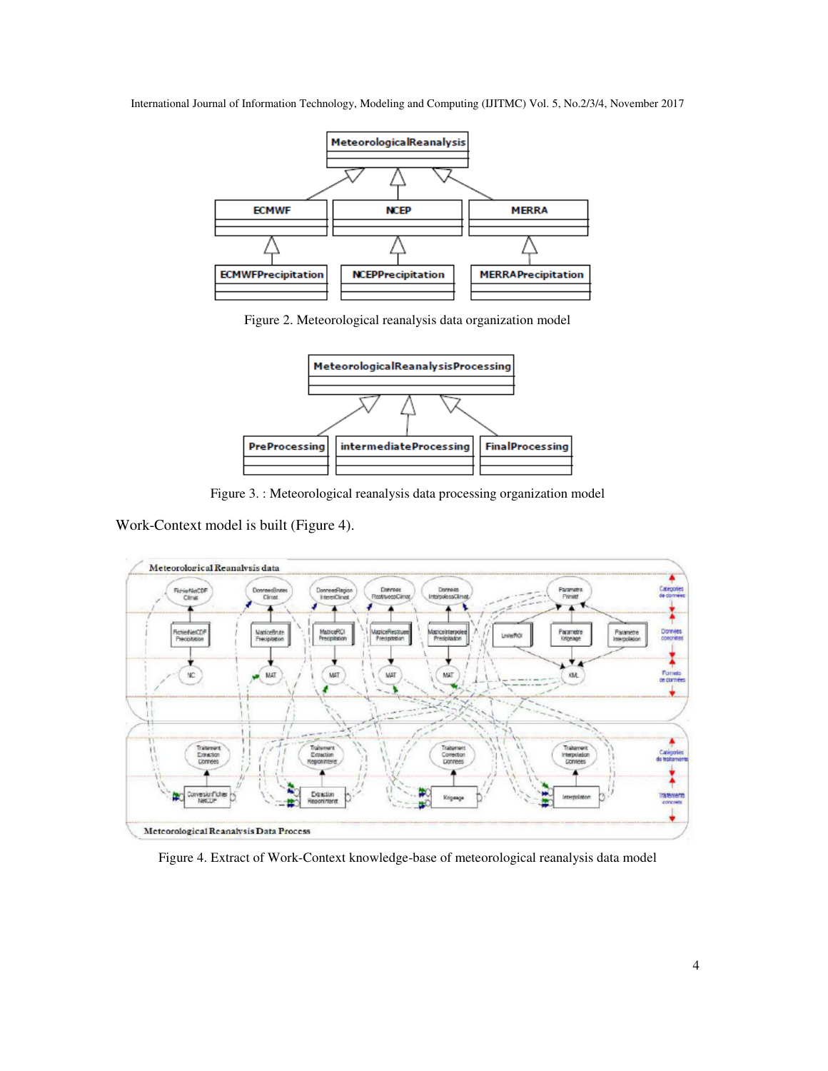Figure 2. Meteorological reanalysis data organization model

Figure 3. : Meteorological reanalysis data processing organization model

Work-Context model is built (Figure 4).

Figure 4. Extract of Work-Context knowledge-base of meteorological reanalysis data model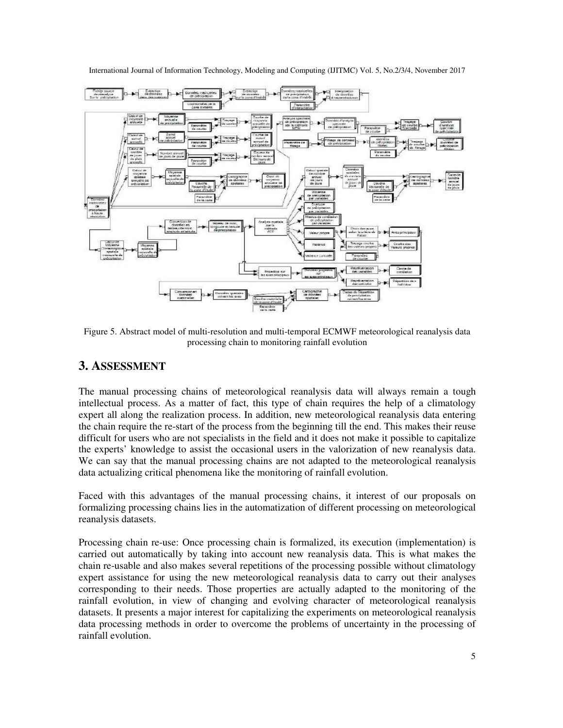Figure 5. Abstract model of multi-resolution and multi-temporal ECMWF meteorological reanalysis data processing chain to monitoring rainfall evolution

## 3. ASSESSMENT

The manual processing chains of meteorological reanalysis data will always remain a tough intellectual process. As a matter of fact, this type of chain requires the help of a climatology expert all along the realization process. In addition, new meteorological reanalysis data entering the chain require the re-start of the process from the beginning till the end. This makes their reuse difficult for users who are not specialists in the field and it does not make it possible to capitalize the experts' knowledge to assist the occasional users in the valorization of new reanalysis data. We can say that the manual processing chains are not adapted to the meteorological reanalysis data actualizing critical phenomena like the monitoring of rainfall evolution.

Faced with this advantages of the manual processing chains, it interest of our proposals on formalizing processing chains lies in the automatization of different processing on meteorological reanalysis datasets.

Processing chain re-use: Once processing chain is formalized, its execution (implementation) is carried out automatically by taking into account new reanalysis data. This is what makes the chain re-usable and also makes several repetitions of the processing possible without climatology expert assistance for using the new meteorological reanalysis data to carry out their analyses corresponding to their needs. Those properties are actually adapted to the monitoring of the rainfall evolution, in view of changing and evolving character of meteorological reanalysis datasets. It presents a major interest for capitalizing the experiments on meteorological reanalysis data processing methods in order to overcome the problems of uncertainty in the processing of rainfall evolution.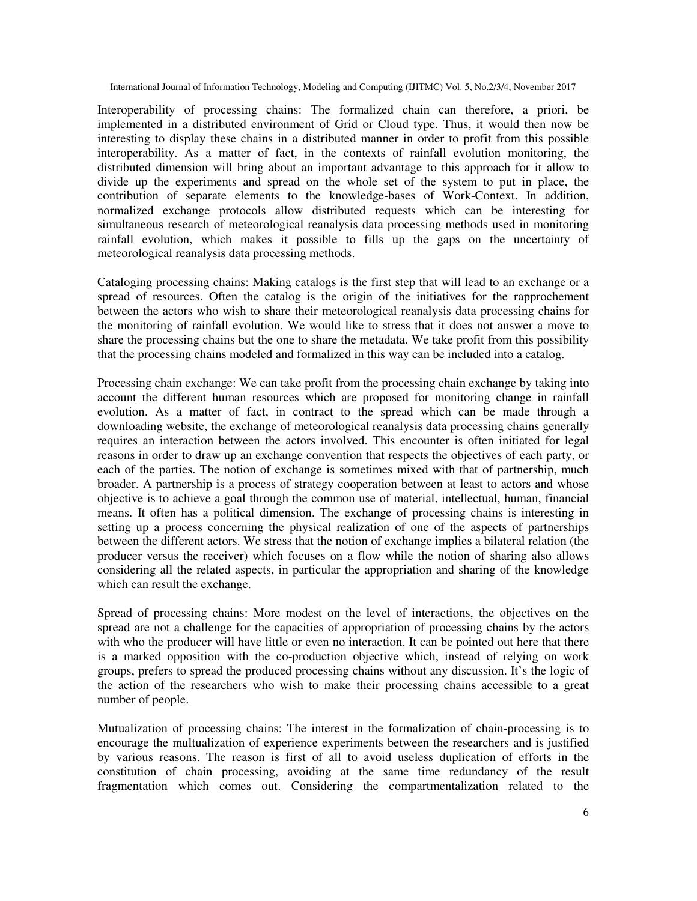Interoperability of processing chains: The formalized chain can therefore, a priori, be implemented in a distributed environment of Grid or Cloud type. Thus, it would then now be interesting to display these chains in a distributed manner in order to profit from this possible interoperability. As a matter of fact, in the contexts of rainfall evolution monitoring, the distributed dimension will bring about an important advantage to this approach for it allow to divide up the experiments and spread on the whole set of the system to put in place, the contribution of separate elements to the knowledge-bases of Work-Context. In addition, normalized exchange protocols allow distributed requests which can be interesting for simultaneous research of meteorological reanalysis data processing methods used in monitoring rainfall evolution, which makes it possible to fills up the gaps on the uncertainty of meteorological reanalysis data processing methods.

Cataloging processing chains: Making catalogs is the first step that will lead to an exchange or a spread of resources. Often the catalog is the origin of the initiatives for the rapprochement between the actors who wish to share their meteorological reanalysis data processing chains for the monitoring of rainfall evolution. We would like to stress that it does not answer a move to share the processing chains but the one to share the metadata. We take profit from this possibility that the processing chains modeled and formalized in this way can be included into a catalog.

Processing chain exchange: We can take profit from the processing chain exchange by taking into account the different human resources which are proposed for monitoring change in rainfall evolution. As a matter of fact, in contract to the spread which can be made through a downloading website, the exchange of meteorological reanalysis data processing chains generally requires an interaction between the actors involved. This encounter is often initiated for legal reasons in order to draw up an exchange convention that respects the objectives of each party, or each of the parties. The notion of exchange is sometimes mixed with that of partnership, much broader. A partnership is a process of strategy cooperation between at least to actors and whose objective is to achieve a goal through the common use of material, intellectual, human, financial means. It often has a political dimension. The exchange of processing chains is interesting in setting up a process concerning the physical realization of one of the aspects of partnerships between the different actors. We stress that the notion of exchange implies a bilateral relation (the producer versus the receiver) which focuses on a flow while the notion of sharing also allows considering all the related aspects, in particular the appropriation and sharing of the knowledge which can result the exchange.

Spread of processing chains: More modest on the level of interactions, the objectives on the spread are not a challenge for the capacities of appropriation of processing chains by the actors with who the producer will have little or even no interaction. It can be pointed out here that there is a marked opposition with the co-production objective which, instead of relying on work groups, prefers to spread the produced processing chains without any discussion. It's the logic of the action of the researchers who wish to make their processing chains accessible to a great number of people.

Mutualization of processing chains: The interest in the formalization of chain-processing is to encourage the multualization of experience experiments between the researchers and is justified by various reasons. The reason is first of all to avoid useless duplication of efforts in the constitution of chain processing, avoiding at the same time redundancy of the result fragmentation which comes out. Considering the compartmentalization related to the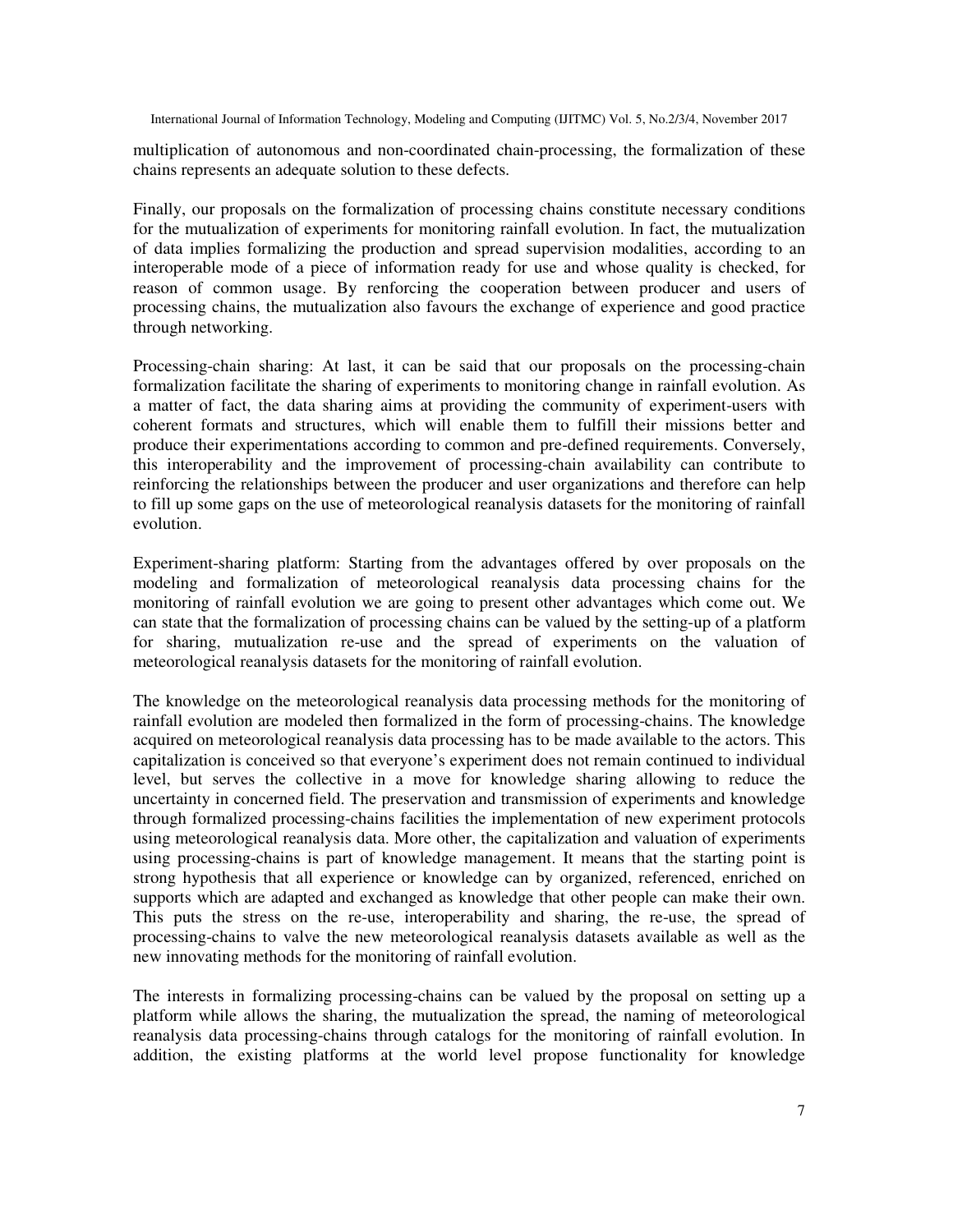multiplication of autonomous and non-coordinated chain-processing, the formalization of these chains represents an adequate solution to these defects.

Finally, our proposals on the formalization of processing chains constitute necessary conditions for the mutualization of experiments for monitoring rainfall evolution. In fact, the mutualization of data implies formalizing the production and spread supervision modalities, according to an interoperable mode of a piece of information ready for use and whose quality is checked, for reason of common usage. By renforcing the cooperation between producer and users of processing chains, the mutualization also favours the exchange of experience and good practice through networking.

Processing-chain sharing: At last, it can be said that our proposals on the processing-chain formalization facilitate the sharing of experiments to monitoring change in rainfall evolution. As a matter of fact, the data sharing aims at providing the community of experiment-users with coherent formats and structures, which will enable them to fulfill their missions better and produce their experimentations according to common and pre-defined requirements. Conversely, this interoperability and the improvement of processing-chain availability can contribute to reinforcing the relationships between the producer and user organizations and therefore can help to fill up some gaps on the use of meteorological reanalysis datasets for the monitoring of rainfall evolution.

Experiment-sharing platform: Starting from the advantages offered by over proposals on the modeling and formalization of meteorological reanalysis data processing chains for the monitoring of rainfall evolution we are going to present other advantages which come out. We can state that the formalization of processing chains can be valued by the setting-up of a platform for sharing, mutualization re-use and the spread of experiments on the valuation of meteorological reanalysis datasets for the monitoring of rainfall evolution.

The knowledge on the meteorological reanalysis data processing methods for the monitoring of rainfall evolution are modeled then formalized in the form of processing-chains. The knowledge acquired on meteorological reanalysis data processing has to be made available to the actors. This capitalization is conceived so that everyone's experiment does not remain continued to individual level, but serves the collective in a move for knowledge sharing allowing to reduce the uncertainty in concerned field. The preservation and transmission of experiments and knowledge through formalized processing-chains facilities the implementation of new experiment protocols using meteorological reanalysis data. More other, the capitalization and valuation of experiments using processing-chains is part of knowledge management. It means that the starting point is strong hypothesis that all experience or knowledge can by organized, referenced, enriched on supports which are adapted and exchanged as knowledge that other people can make their own. This puts the stress on the re-use, interoperability and sharing, the re-use, the spread of processing-chains to valve the new meteorological reanalysis datasets available as well as the new innovating methods for the monitoring of rainfall evolution.

The interests in formalizing processing-chains can be valued by the proposal on setting up a platform while allows the sharing, the mutualization the spread, the naming of meteorological reanalysis data processing-chains through catalogs for the monitoring of rainfall evolution. In addition, the existing platforms at the world level propose functionality for knowledge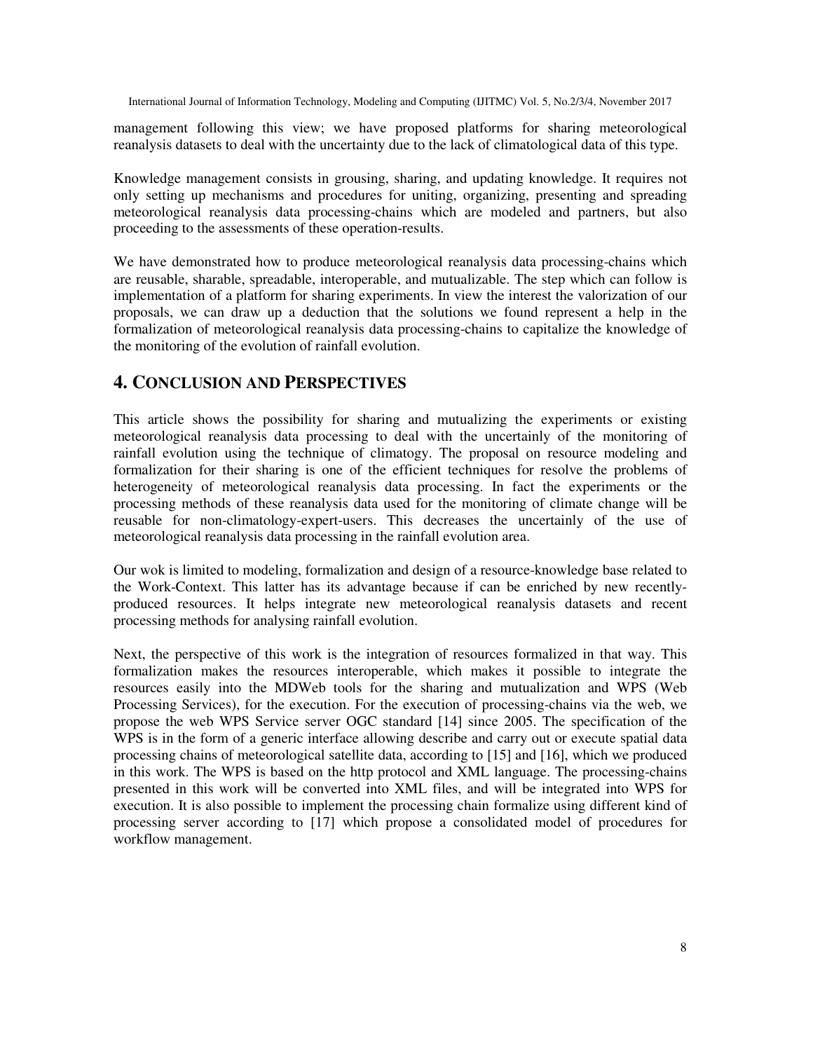management following this view; we have proposed platforms for sharing meteorological reanalysis datasets to deal with the uncertainty due to the lack of climatological data of this type.

Knowledge management consists in grousing, sharing, and updating knowledge. It requires not only setting up mechanisms and procedures for uniting, organizing, presenting and spreading meteorological reanalysis data processing-chains which are modeled and partners, but also proceeding to the assessments of these operation-results.

We have demonstrated how to produce meteorological reanalysis data processing-chains which are reusable, sharable, spreadable, interoperable, and mutualizable. The step which can follow is implementation of a platform for sharing experiments. In view the interest the valorization of our proposals, we can draw up a deduction that the solutions we found represent a help in the formalization of meteorological reanalysis data processing-chains to capitalize the knowledge of the monitoring of the evolution of rainfall evolution.

## 4. Conclusion and Perspectives

This article shows the possibility for sharing and mutualizing the experiments or existing meteorological reanalysis data processing to deal with the uncertainly of the monitoring of rainfall evolution using the technique of climatogy. The proposal on resource modeling and formalization for their sharing is one of the efficient techniques for resolve the problems of heterogeneity of meteorological reanalysis data processing. In fact the experiments or the processing methods of these reanalysis data used for the monitoring of climate change will be reusable for non-climatology-expert-users. This decreases the uncertainly of the use of meteorological reanalysis data processing in the rainfall evolution area.

Our wok is limited to modeling, formalization and design of a resource-knowledge base related to the Work-Context. This latter has its advantage because if can be enriched by new recently-produced resources. It helps integrate new meteorological reanalysis datasets and recent processing methods for analysing rainfall evolution.

Next, the perspective of this work is the integration of resources formalized in that way. This formalization makes the resources interoperable, which makes it possible to integrate the resources easily into the MDWeb tools for the sharing and mutualization and WPS (Web Processing Services), for the execution. For the execution of processing-chains via the web, we propose the web WPS Service server OGC standard [14] since 2005. The specification of the WPS is in the form of a generic interface allowing describe and carry out or execute spatial data processing chains of meteorological satellite data, according to [15] and [16], which we produced in this work. The WPS is based on the http protocol and XML language. The processing-chains presented in this work will be converted into XML files, and will be integrated into WPS for execution. It is also possible to implement the processing chain formalize using different kind of processing server according to [17] which propose a consolidated model of procedures for workflow management.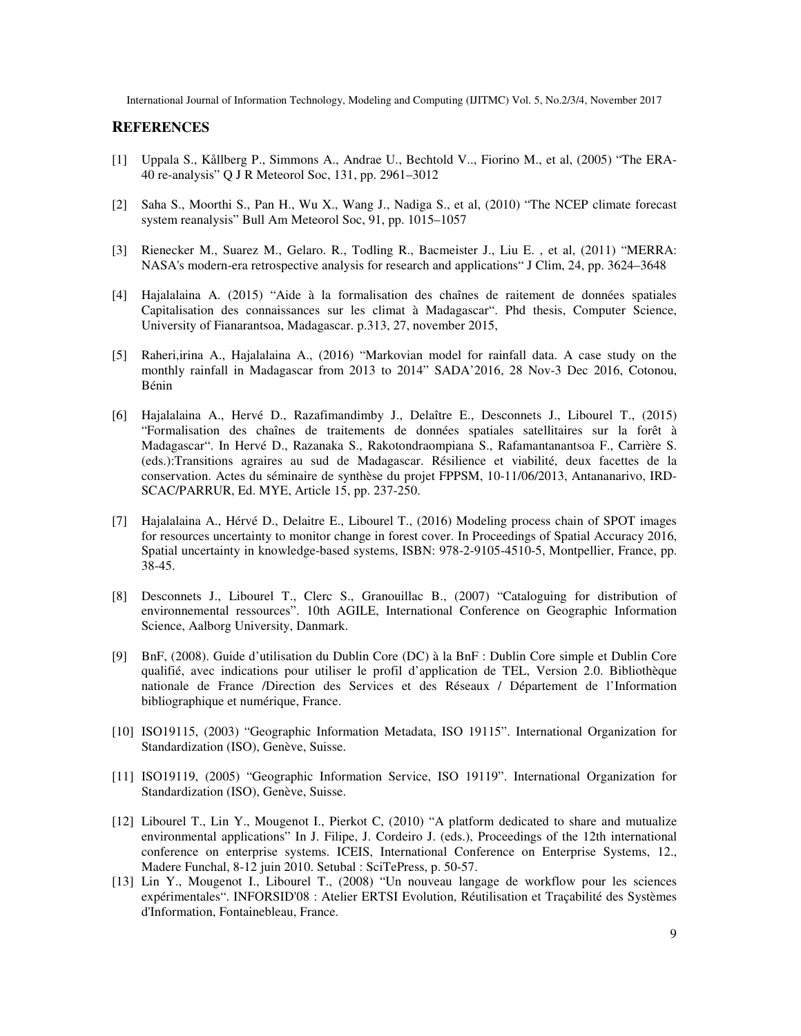## REFERENCES

[1] Uppala S., Kållberg P., Simmons A., Andrae U., Bechtold V.., Fiorino M., et al, (2005) "The ERA-40 re-analysis" Q J R Meteorol Soc, 131, pp. 2961–3012

[2] Saha S., Moorthi S., Pan H., Wu X., Wang J., Nadiga S., et al, (2010) "The NCEP climate forecast system reanalysis" Bull Am Meteorol Soc, 91, pp. 1015–1057

[3] Rienecker M., Suarez M., Gelaro. R., Todling R., Bacmeister J., Liu E. , et al, (2011) "MERRA: NASA's modern-era retrospective analysis for research and applications" J Clim, 24, pp. 3624–3648

[4] Hajalalaina A. (2015) "Aide à la formalisation des chaînes de raitement de données spatiales Capitalisation des connaissances sur les climat à Madagascar". Phd thesis, Computer Science, University of Fianarantsoa, Madagascar. p.313, 27, november 2015,

[5] Raheri,irina A., Hajalalaina A., (2016) "Markovian model for rainfall data. A case study on the monthly rainfall in Madagascar from 2013 to 2014" SADA'2016, 28 Nov-3 Dec 2016, Cotonou, Bénin

[6] Hajalalaina A., Hervé D., Razafimandimby J., Delaître E., Desconnets J., Libourel T., (2015) "Formalisation des chaînes de traitements de données spatiales satellitaires sur la forêt à Madagascar". In Hervé D., Razanaka S., Rakotondraompiana S., Rafamantanantsoa F., Carrière S. (eds.):Transitions agraires au sud de Madagascar. Résilience et viabilité, deux facettes de la conservation. Actes du séminaire de synthèse du projet FPPSM, 10-11/06/2013, Antananarivo, IRD-SCAC/PARRUR, Ed. MYE, Article 15, pp. 237-250.

[7] Hajalalaina A., Hérvé D., Delaitre E., Libourel T., (2016) Modeling process chain of SPOT images for resources uncertainty to monitor change in forest cover. In Proceedings of Spatial Accuracy 2016, Spatial uncertainty in knowledge-based systems, ISBN: 978-2-9105-4510-5, Montpellier, France, pp. 38-45.

[8] Desconnets J., Libourel T., Clerc S., Granouillac B., (2007) "Cataloguing for distribution of environnemental ressources". 10th AGILE, International Conference on Geographic Information Science, Aalborg University, Danmark.

[9] BnF, (2008). Guide d'utilisation du Dublin Core (DC) à la BnF : Dublin Core simple et Dublin Core qualifié, avec indications pour utiliser le profil d'application de TEL, Version 2.0. Bibliothèque nationale de France /Direction des Services et des Réseaux / Département de l'Information bibliographique et numérique, France.

[10] ISO19115, (2003) "Geographic Information Metadata, ISO 19115". International Organization for Standardization (ISO), Genève, Suisse.

[11] ISO19119, (2005) "Geographic Information Service, ISO 19119". International Organization for Standardization (ISO), Genève, Suisse.

[12] Libourel T., Lin Y., Mougenot I., Pierkot C, (2010) "A platform dedicated to share and mutualize environmental applications" In J. Filipe, J. Cordeiro J. (eds.), Proceedings of the 12th international conference on enterprise systems. ICEIS, International Conference on Enterprise Systems, 12., Madere Funchal, 8-12 juin 2010. Setubal : SciTePress, p. 50-57.

[13] Lin Y., Mougenot I., Libourel T., (2008) "Un nouveau langage de workflow pour les sciences expérimentales". INFORSID'08 : Atelier ERTSI Evolution, Réutilisation et Traçabilité des Systèmes d'Information, Fontainebleau, France.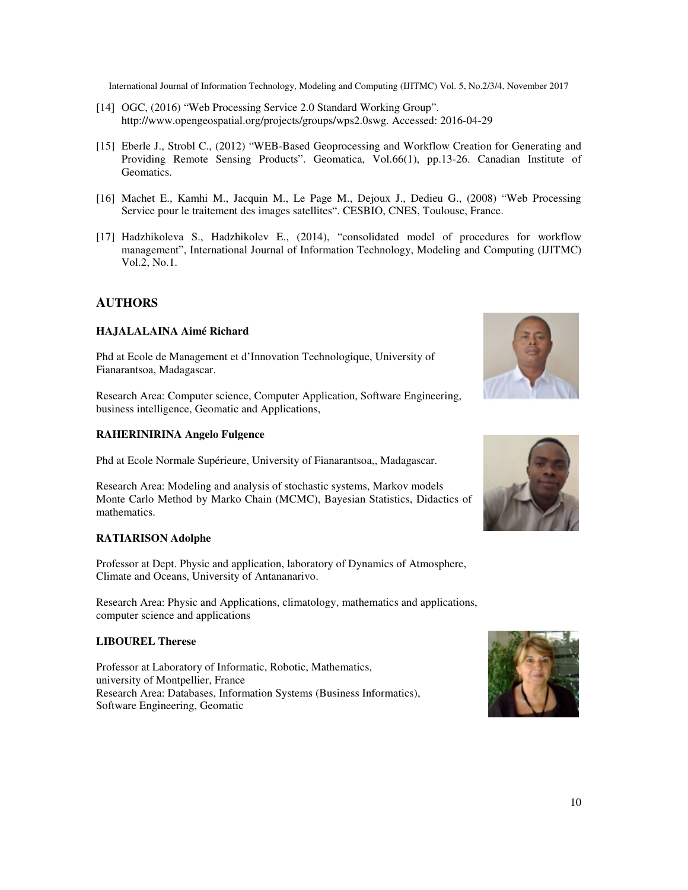[14] OGC, (2016) "Web Processing Service 2.0 Standard Working Group". http://www.opengeospatial.org/projects/groups/wps2.0swg. Accessed: 2016-04-29

[15] Eberle J., Strobl C., (2012) "WEB-Based Geoprocessing and Workflow Creation for Generating and Providing Remote Sensing Products". Geomatica, Vol.66(1), pp.13-26. Canadian Institute of Geomatics.

[16] Machet E., Kamhi M., Jacquin M., Le Page M., Dejoux J., Dedieu G., (2008) "Web Processing Service pour le traitement des images satellites". CESBIO, CNES, Toulouse, France.

[17] Hadzhikoleva S., Hadzhikolev E., (2014), "consolidated model of procedures for workflow management", International Journal of Information Technology, Modeling and Computing (IJITMC) Vol.2, No.1.

## AUTHORS

**HAJALALAINA Aimé Richard**

Phd at Ecole de Management et d'Innovation Technologique, University of Fianarantsoa, Madagascar.

Research Area: Computer science, Computer Application, Software Engineering, business intelligence, Geomatic and Applications,

**RAHERINIRINA Angelo Fulgence**

Phd at Ecole Normale Supérieure, University of Fianarantsoa,, Madagascar.

Research Area: Modeling and analysis of stochastic systems, Markov models Monte Carlo Method by Marko Chain (MCMC), Bayesian Statistics, Didactics of mathematics.

**RATIARISON Adolphe**

Professor at Dept. Physic and application, laboratory of Dynamics of Atmosphere, Climate and Oceans, University of Antananarivo.

Research Area: Physic and Applications, climatology, mathematics and applications, computer science and applications

**LIBOUREL Therese**

Professor at Laboratory of Informatic, Robotic, Mathematics, university of Montpellier, France
Research Area: Databases, Information Systems (Business Informatics), Software Engineering, Geomatic